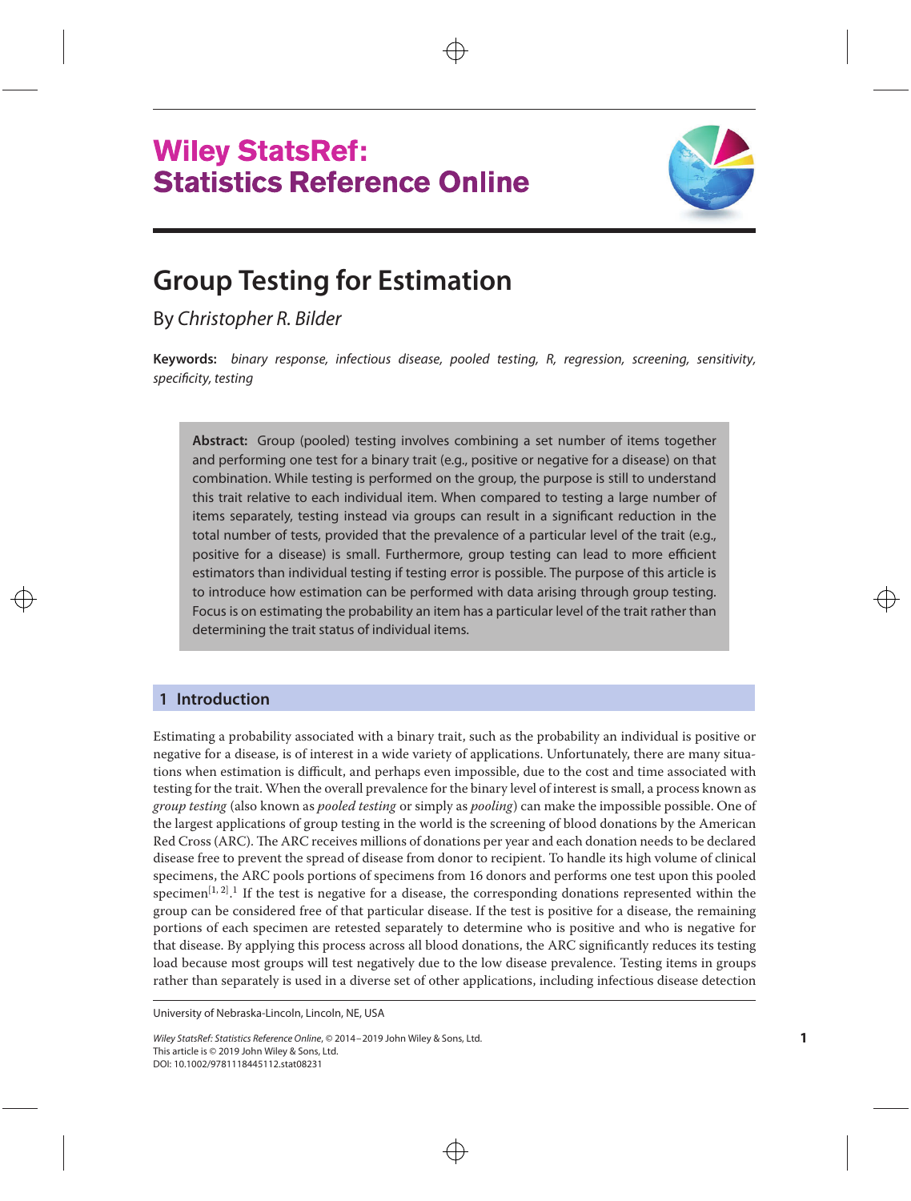# Wiley StatsRef: Statistics Reference Online

# Group Testing for Estimation

By *Christopher R. Bilder*

**Keywords:** *binary response, infectious disease, pooled testing, R, regression, screening, sensitivity, specificity, testing*

> **Abstract:** Group (pooled) testing involves combining a set number of items together and performing one test for a binary trait (e.g., positive or negative for a disease) on that combination. While testing is performed on the group, the purpose is still to understand this trait relative to each individual item. When compared to testing a large number of items separately, testing instead via groups can result in a significant reduction in the total number of tests, provided that the prevalence of a particular level of the trait (e.g., positive for a disease) is small. Furthermore, group testing can lead to more efficient estimators than individual testing if testing error is possible. The purpose of this article is to introduce how estimation can be performed with data arising through group testing. Focus is on estimating the probability an item has a particular level of the trait rather than determining the trait status of individual items.

## 1 Introduction

Estimating a probability associated with a binary trait, such as the probability an individual is positive or negative for a disease, is of interest in a wide variety of applications. Unfortunately, there are many situations when estimation is difficult, and perhaps even impossible, due to the cost and time associated with testing for the trait. When the overall prevalence for the binary level of interest is small, a process known as *group testing* (also known as *pooled testing* or simply as *pooling*) can make the impossible possible. One of the largest applications of group testing in the world is the screening of blood donations by the American Red Cross (ARC). The ARC receives millions of donations per year and each donation needs to be declared disease free to prevent the spread of disease from donor to recipient. To handle its high volume of clinical specimens, the ARC pools portions of specimens from 16 donors and performs one test upon this pooled specimen[1, 2].[1] If the test is negative for a disease, the corresponding donations represented within the group can be considered free of that particular disease. If the test is positive for a disease, the remaining portions of each specimen are retested separately to determine who is positive and who is negative for that disease. By applying this process across all blood donations, the ARC significantly reduces its testing load because most groups will test negatively due to the low disease prevalence. Testing items in groups rather than separately is used in a diverse set of other applications, including infectious disease detection

University of Nebraska-Lincoln, Lincoln, NE, USA

*Wiley StatsRef: Statistics Reference Online*, © 2014–2019 John Wiley & Sons, Ltd.
This article is © 2019 John Wiley & Sons, Ltd.
DOI: 10.1002/9781118445112.stat08231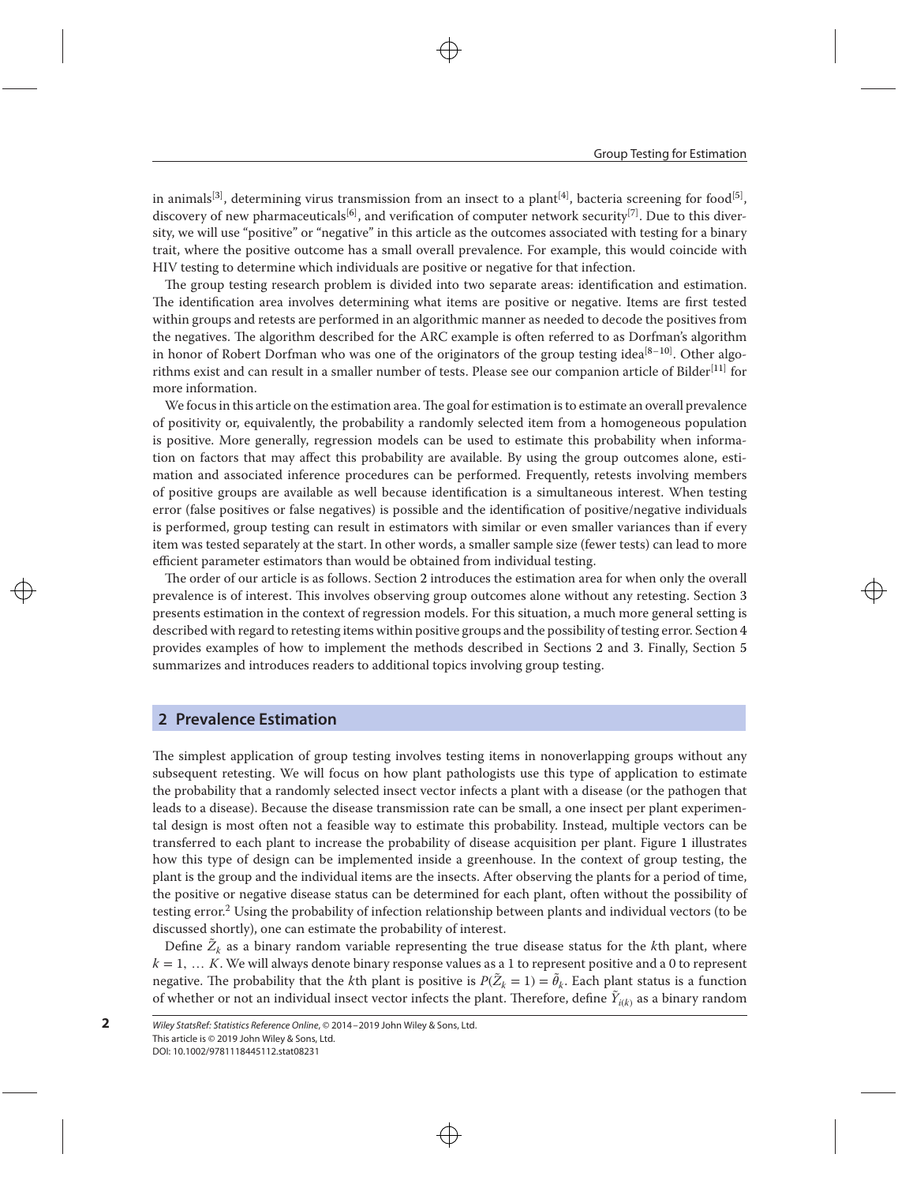in animals[3], determining virus transmission from an insect to a plant[4], bacteria screening for food[5], discovery of new pharmaceuticals[6], and verification of computer network security[7]. Due to this diversity, we will use "positive" or "negative" in this article as the outcomes associated with testing for a binary trait, where the positive outcome has a small overall prevalence. For example, this would coincide with HIV testing to determine which individuals are positive or negative for that infection.

The group testing research problem is divided into two separate areas: identification and estimation. The identification area involves determining what items are positive or negative. Items are first tested within groups and retests are performed in an algorithmic manner as needed to decode the positives from the negatives. The algorithm described for the ARC example is often referred to as Dorfman's algorithm in honor of Robert Dorfman who was one of the originators of the group testing idea[8−10]. Other algorithms exist and can result in a smaller number of tests. Please see our companion article of Bilder[11] for more information.

We focus in this article on the estimation area. The goal for estimation is to estimate an overall prevalence of positivity or, equivalently, the probability a randomly selected item from a homogeneous population is positive. More generally, regression models can be used to estimate this probability when information on factors that may affect this probability are available. By using the group outcomes alone, estimation and associated inference procedures can be performed. Frequently, retests involving members of positive groups are available as well because identification is a simultaneous interest. When testing error (false positives or false negatives) is possible and the identification of positive/negative individuals is performed, group testing can result in estimators with similar or even smaller variances than if every item was tested separately at the start. In other words, a smaller sample size (fewer tests) can lead to more efficient parameter estimators than would be obtained from individual testing.

The order of our article is as follows. Section 2 introduces the estimation area for when only the overall prevalence is of interest. This involves observing group outcomes alone without any retesting. Section 3 presents estimation in the context of regression models. For this situation, a much more general setting is described with regard to retesting items within positive groups and the possibility of testing error. Section 4 provides examples of how to implement the methods described in Sections 2 and 3. Finally, Section 5 summarizes and introduces readers to additional topics involving group testing.

## 2 Prevalence Estimation

The simplest application of group testing involves testing items in nonoverlapping groups without any subsequent retesting. We will focus on how plant pathologists use this type of application to estimate the probability that a randomly selected insect vector infects a plant with a disease (or the pathogen that leads to a disease). Because the disease transmission rate can be small, a one insect per plant experimental design is most often not a feasible way to estimate this probability. Instead, multiple vectors can be transferred to each plant to increase the probability of disease acquisition per plant. Figure 1 illustrates how this type of design can be implemented inside a greenhouse. In the context of group testing, the plant is the group and the individual items are the insects. After observing the plants for a period of time, the positive or negative disease status can be determined for each plant, often without the possibility of testing error.[2] Using the probability of infection relationship between plants and individual vectors (to be discussed shortly), one can estimate the probability of interest.

Define $\tilde{Z}_k$ as a binary random variable representing the true disease status for the $k$th plant, where $k = 1, \ldots K$. We will always denote binary response values as a 1 to represent positive and a 0 to represent negative. The probability that the $k$th plant is positive is $P(\tilde{Z}_k = 1) = \tilde{\theta}_k$. Each plant status is a function of whether or not an individual insect vector infects the plant. Therefore, define $\tilde{Y}_{i(k)}$ as a binary random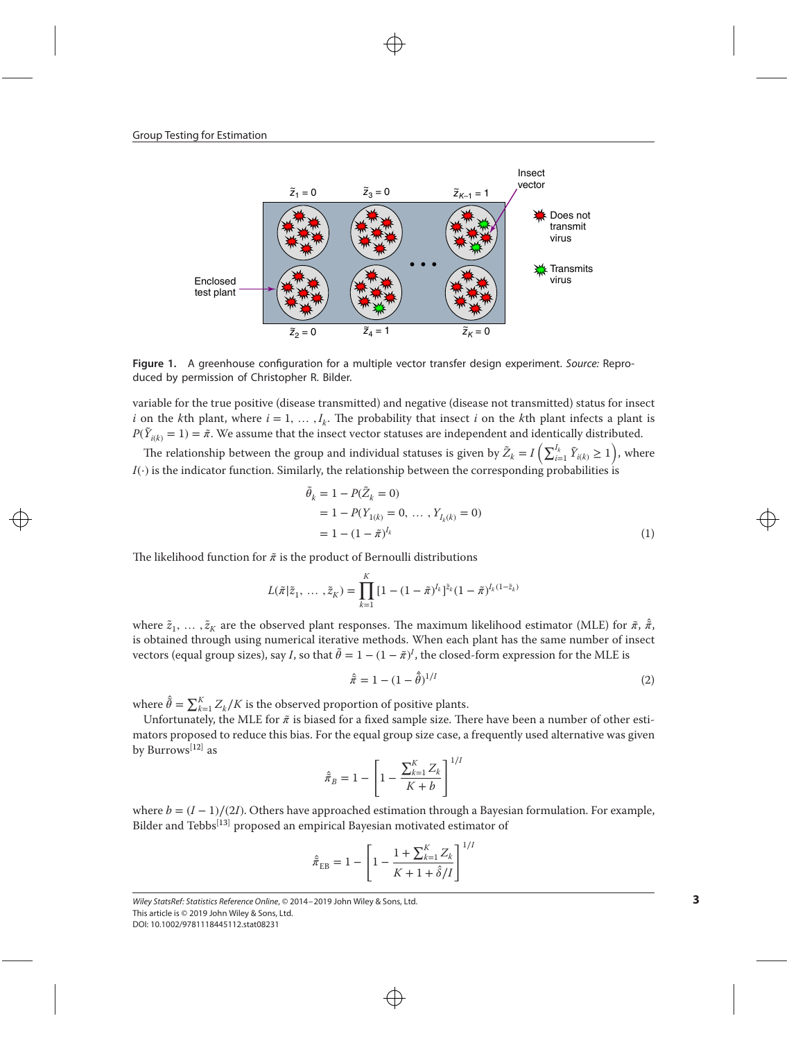Figure 1. A greenhouse configuration for a multiple vector transfer design experiment. *Source:* Reproduced by permission of Christopher R. Bilder.

variable for the true positive (disease transmitted) and negative (disease not transmitted) status for insect $i$ on the $k$th plant, where $i = 1, \ldots, I_k$. The probability that insect $i$ on the $k$th plant infects a plant is $P(\tilde{Y}_{i(k)} = 1) = \tilde{\pi}$. We assume that the insect vector statuses are independent and identically distributed.

The relationship between the group and individual statuses is given by $\tilde{Z}_k = I\left(\sum_{i=1}^{I_k} \tilde{Y}_{i(k)} \geq 1\right)$, where $I(\cdot)$ is the indicator function. Similarly, the relationship between the corresponding probabilities is

$$
\begin{aligned}
\tilde{\theta}_k &= 1 - P(\tilde{Z}_k = 0) \\
&= 1 - P(Y_{1(k)} = 0, \ldots, Y_{I_k(k)} = 0) \\
&= 1 - (1 - \tilde{\pi})^{I_k}
\end{aligned}
\tag{1}
$$

The likelihood function for $\tilde{\pi}$ is the product of Bernoulli distributions

$$
L(\tilde{\pi} | \tilde{z}_1, \ldots, \tilde{z}_K) = \prod_{k=1}^{K} [1 - (1 - \tilde{\pi})^{I_k}]^{\tilde{z}_k} (1 - \tilde{\pi})^{I_k(1 - \tilde{z}_k)}
$$

where $\tilde{z}_1, \ldots, \tilde{z}_K$ are the observed plant responses. The maximum likelihood estimator (MLE) for $\tilde{\pi}$, $\hat{\tilde{\pi}}$, is obtained through using numerical iterative methods. When each plant has the same number of insect vectors (equal group sizes), say $I$, so that $\tilde{\theta} = 1 - (1 - \tilde{\pi})^I$, the closed-form expression for the MLE is

$$
\hat{\tilde{\pi}} = 1 - (1 - \hat{\tilde{\theta}})^{1/I}
\tag{2}
$$

where $\hat{\tilde{\theta}} = \sum_{k=1}^{K} Z_k / K$ is the observed proportion of positive plants.

Unfortunately, the MLE for $\tilde{\pi}$ is biased for a fixed sample size. There have been a number of other estimators proposed to reduce this bias. For the equal group size case, a frequently used alternative was given by Burrows[12] as

$$
\hat{\tilde{\pi}}_B = 1 - \left[1 - \frac{\sum_{k=1}^{K} Z_k}{K + b}\right]^{1/I}
$$

where $b = (I - 1)/(2I)$. Others have approached estimation through a Bayesian formulation. For example, Bilder and Tebbs[13] proposed an empirical Bayesian motivated estimator of

$$
\hat{\tilde{\pi}}_{\mathrm{EB}} = 1 - \left[1 - \frac{1 + \sum_{k=1}^{K} Z_k}{K + 1 + \hat{\delta}/I}\right]^{1/I}
$$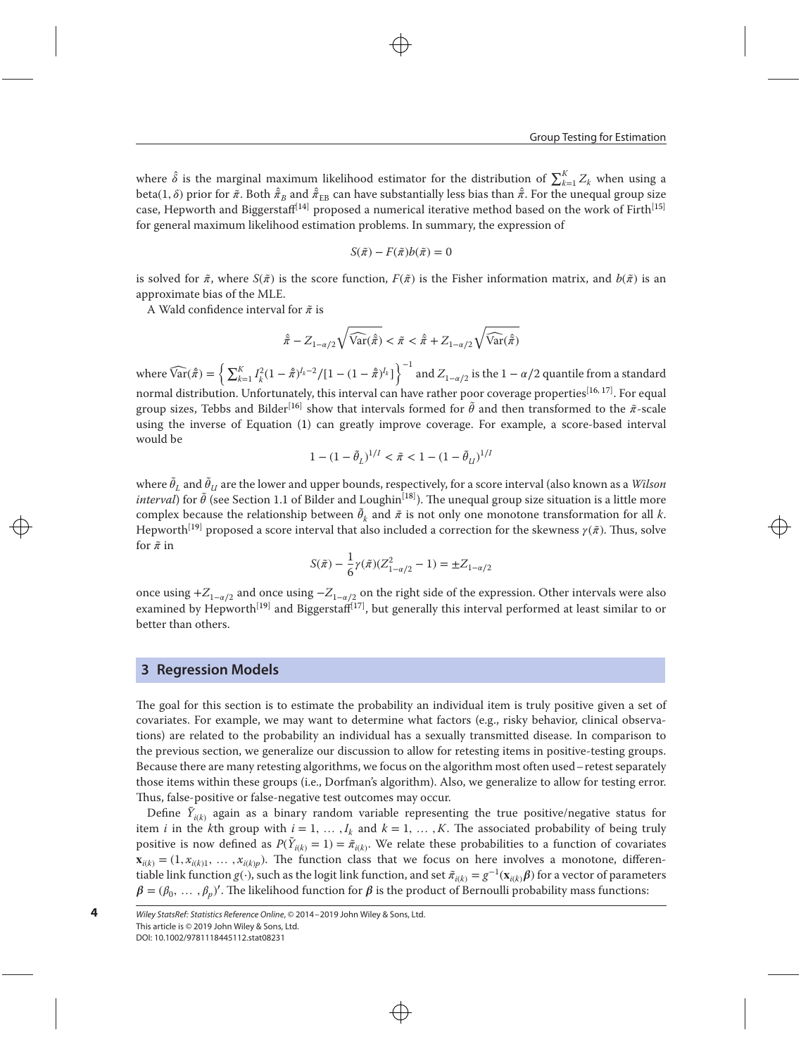where $\hat{\delta}$ is the marginal maximum likelihood estimator for the distribution of $\sum_{k=1}^{K} Z_k$ when using a beta$(1, \delta)$ prior for $\tilde{\pi}$. Both $\hat{\tilde{\pi}}_B$ and $\hat{\tilde{\pi}}_{\text{EB}}$ can have substantially less bias than $\hat{\tilde{\pi}}$. For the unequal group size case, Hepworth and Biggerstaff[14] proposed a numerical iterative method based on the work of Firth[15] for general maximum likelihood estimation problems. In summary, the expression of

$$S(\tilde{\pi}) - F(\tilde{\pi})b(\tilde{\pi}) = 0$$

is solved for $\tilde{\pi}$, where $S(\tilde{\pi})$ is the score function, $F(\tilde{\pi})$ is the Fisher information matrix, and $b(\tilde{\pi})$ is an approximate bias of the MLE.

A Wald confidence interval for $\tilde{\pi}$ is

$$\hat{\tilde{\pi}} - Z_{1-\alpha/2}\sqrt{\widehat{\text{Var}}(\hat{\tilde{\pi}})} < \tilde{\pi} < \hat{\tilde{\pi}} + Z_{1-\alpha/2}\sqrt{\widehat{\text{Var}}(\hat{\tilde{\pi}})}$$

where $\widehat{\text{Var}}(\hat{\tilde{\pi}}) = \left\{ \sum_{k=1}^{K} I_k^2 (1-\hat{\tilde{\pi}})^{I_k - 2} / [1 - (1-\hat{\tilde{\pi}})^{I_k}] \right\}^{-1}$ and $Z_{1-\alpha/2}$ is the $1-\alpha/2$ quantile from a standard normal distribution. Unfortunately, this interval can have rather poor coverage properties[16, 17]. For equal group sizes, Tebbs and Bilder[16] show that intervals formed for $\tilde{\theta}$ and then transformed to the $\tilde{\pi}$-scale using the inverse of Equation (1) can greatly improve coverage. For example, a score-based interval would be

$$1 - (1-\tilde{\theta}_L)^{1/I} < \tilde{\pi} < 1 - (1-\tilde{\theta}_U)^{1/I}$$

where $\tilde{\theta}_L$ and $\tilde{\theta}_U$ are the lower and upper bounds, respectively, for a score interval (also known as a *Wilson interval*) for $\tilde{\theta}$ (see Section 1.1 of Bilder and Loughin[18]). The unequal group size situation is a little more complex because the relationship between $\tilde{\theta}_k$ and $\tilde{\pi}$ is not only one monotone transformation for all $k$. Hepworth[19] proposed a score interval that also included a correction for the skewness $\gamma(\tilde{\pi})$. Thus, solve for $\tilde{\pi}$ in

$$S(\tilde{\pi}) - \frac{1}{6}\gamma(\tilde{\pi})(Z_{1-\alpha/2}^2 - 1) = \pm Z_{1-\alpha/2}$$

once using $+Z_{1-\alpha/2}$ and once using $-Z_{1-\alpha/2}$ on the right side of the expression. Other intervals were also examined by Hepworth[19] and Biggerstaff[17], but generally this interval performed at least similar to or better than others.

## 3 Regression Models

The goal for this section is to estimate the probability an individual item is truly positive given a set of covariates. For example, we may want to determine what factors (e.g., risky behavior, clinical observations) are related to the probability an individual has a sexually transmitted disease. In comparison to the previous section, we generalize our discussion to allow for retesting items in positive-testing groups. Because there are many retesting algorithms, we focus on the algorithm most often used – retest separately those items within these groups (i.e., Dorfman's algorithm). Also, we generalize to allow for testing error. Thus, false-positive or false-negative test outcomes may occur.

Define $\tilde{Y}_{i(k)}$ again as a binary random variable representing the true positive/negative status for item $i$ in the $k$th group with $i = 1, \ldots, I_k$ and $k = 1, \ldots, K$. The associated probability of being truly positive is now defined as $P(\tilde{Y}_{i(k)} = 1) = \tilde{\pi}_{i(k)}$. We relate these probabilities to a function of covariates $\mathbf{x}_{i(k)} = (1, x_{i(k)1}, \ldots, x_{i(k)p})$. The function class that we focus on here involves a monotone, differentiable link function $g(\cdot)$, such as the logit link function, and set $\tilde{\pi}_{i(k)} = g^{-1}(\mathbf{x}_{i(k)}\boldsymbol{\beta})$ for a vector of parameters $\boldsymbol{\beta} = (\beta_0, \ldots, \beta_p)'$. The likelihood function for $\boldsymbol{\beta}$ is the product of Bernoulli probability mass functions: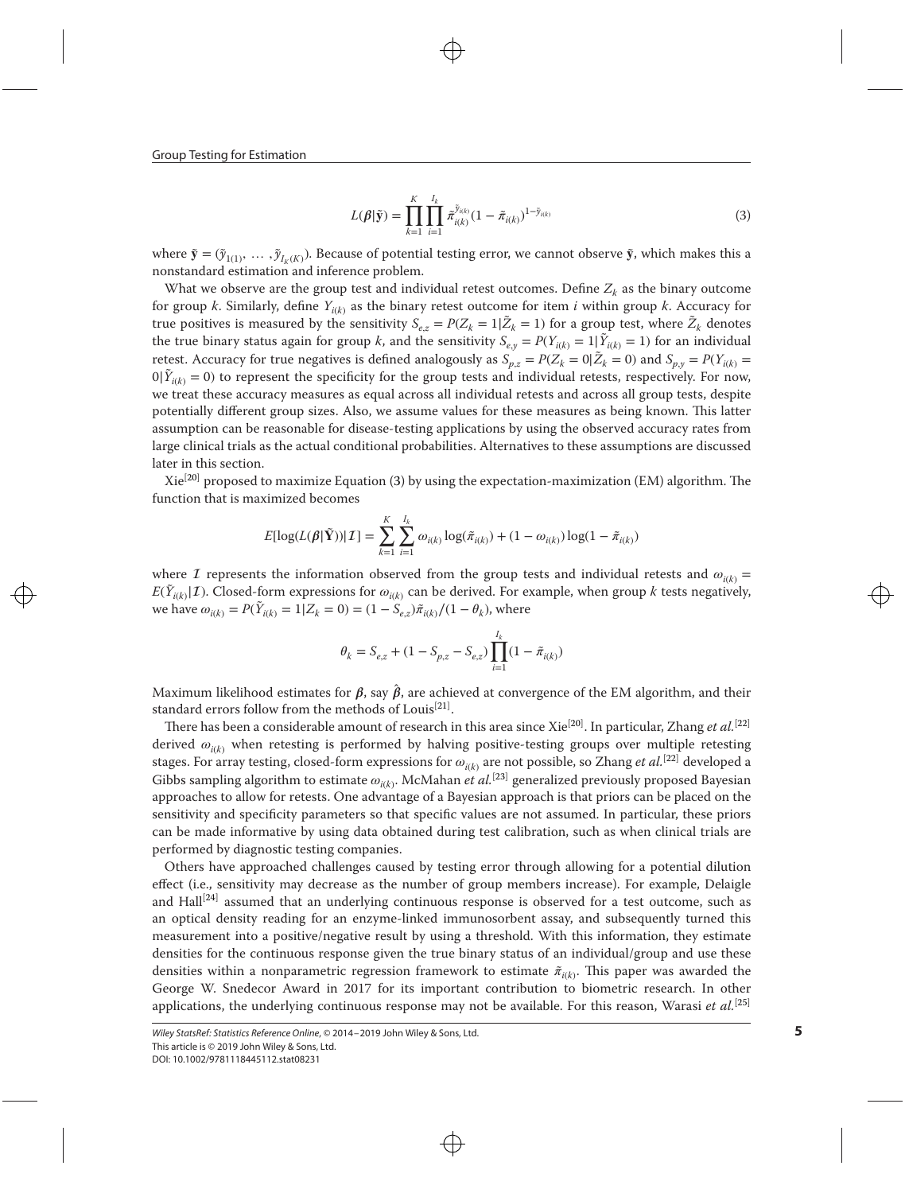$$L(\boldsymbol{\beta}|\tilde{\mathbf{y}}) = \prod_{k=1}^{K}\prod_{i=1}^{I_k} \tilde{\pi}_{i(k)}^{\tilde{y}_{i(k)}}(1-\tilde{\pi}_{i(k)})^{1-\tilde{y}_{i(k)}} \tag{3}$$

where $\tilde{\mathbf{y}} = (\tilde{y}_{1(1)}, \ldots, \tilde{y}_{I_K(K)})$. Because of potential testing error, we cannot observe $\tilde{\mathbf{y}}$, which makes this a nonstandard estimation and inference problem.

What we observe are the group test and individual retest outcomes. Define $Z_k$ as the binary outcome for group $k$. Similarly, define $Y_{i(k)}$ as the binary retest outcome for item $i$ within group $k$. Accuracy for true positives is measured by the sensitivity $S_{e,z} = P(Z_k = 1|\tilde{Z}_k = 1)$ for a group test, where $\tilde{Z}_k$ denotes the true binary status again for group $k$, and the sensitivity $S_{e,y} = P(Y_{i(k)} = 1|\tilde{Y}_{i(k)} = 1)$ for an individual retest. Accuracy for true negatives is defined analogously as $S_{p,z} = P(Z_k = 0|\tilde{Z}_k = 0)$ and $S_{p,y} = P(Y_{i(k)} = 0|\tilde{Y}_{i(k)} = 0)$ to represent the specificity for the group tests and individual retests, respectively. For now, we treat these accuracy measures as equal across all individual retests and across all group tests, despite potentially different group sizes. Also, we assume values for these measures as being known. This latter assumption can be reasonable for disease-testing applications by using the observed accuracy rates from large clinical trials as the actual conditional probabilities. Alternatives to these assumptions are discussed later in this section.

Xie[20] proposed to maximize Equation (3) by using the expectation-maximization (EM) algorithm. The function that is maximized becomes

$$E[\log(L(\boldsymbol{\beta}|\tilde{\mathbf{Y}}))|\mathcal{I}] = \sum_{k=1}^{K}\sum_{i=1}^{I_k} \omega_{i(k)}\log(\tilde{\pi}_{i(k)}) + (1-\omega_{i(k)})\log(1-\tilde{\pi}_{i(k)})$$

where $\mathcal{I}$ represents the information observed from the group tests and individual retests and $\omega_{i(k)} = E(\tilde{Y}_{i(k)}|\mathcal{I})$. Closed-form expressions for $\omega_{i(k)}$ can be derived. For example, when group $k$ tests negatively, we have $\omega_{i(k)} = P(\tilde{Y}_{i(k)} = 1|Z_k = 0) = (1-S_{e,z})\tilde{\pi}_{i(k)}/(1-\theta_k)$, where

$$\theta_k = S_{e,z} + (1 - S_{p,z} - S_{e,z})\prod_{i=1}^{I_k}(1-\tilde{\pi}_{i(k)})$$

Maximum likelihood estimates for $\boldsymbol{\beta}$, say $\hat{\boldsymbol{\beta}}$, are achieved at convergence of the EM algorithm, and their standard errors follow from the methods of Louis[21].

There has been a considerable amount of research in this area since Xie[20]. In particular, Zhang *et al.*[22] derived $\omega_{i(k)}$ when retesting is performed by halving positive-testing groups over multiple retesting stages. For array testing, closed-form expressions for $\omega_{i(k)}$ are not possible, so Zhang *et al.*[22] developed a Gibbs sampling algorithm to estimate $\omega_{i(k)}$. McMahan *et al.*[23] generalized previously proposed Bayesian approaches to allow for retests. One advantage of a Bayesian approach is that priors can be placed on the sensitivity and specificity parameters so that specific values are not assumed. In particular, these priors can be made informative by using data obtained during test calibration, such as when clinical trials are performed by diagnostic testing companies.

Others have approached challenges caused by testing error through allowing for a potential dilution effect (i.e., sensitivity may decrease as the number of group members increase). For example, Delaigle and Hall[24] assumed that an underlying continuous response is observed for a test outcome, such as an optical density reading for an enzyme-linked immunosorbent assay, and subsequently turned this measurement into a positive/negative result by using a threshold. With this information, they estimate densities for the continuous response given the true binary status of an individual/group and use these densities within a nonparametric regression framework to estimate $\tilde{\pi}_{i(k)}$. This paper was awarded the George W. Snedecor Award in 2017 for its important contribution to biometric research. In other applications, the underlying continuous response may not be available. For this reason, Warasi *et al.*[25]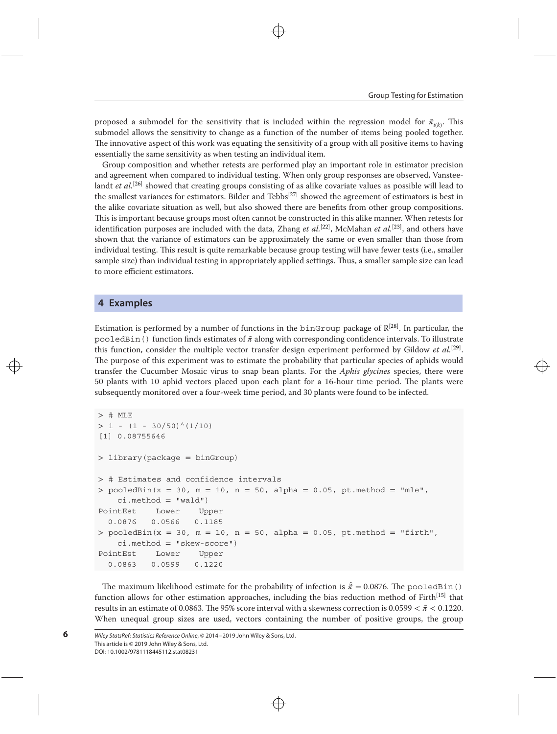proposed a submodel for the sensitivity that is included within the regression model for $\tilde{\pi}_{i(k)}$. This submodel allows the sensitivity to change as a function of the number of items being pooled together. The innovative aspect of this work was equating the sensitivity of a group with all positive items to having essentially the same sensitivity as when testing an individual item.

Group composition and whether retests are performed play an important role in estimator precision and agreement when compared to individual testing. When only group responses are observed, Vansteelandt *et al.*[26] showed that creating groups consisting of as alike covariate values as possible will lead to the smallest variances for estimators. Bilder and Tebbs[27] showed the agreement of estimators is best in the alike covariate situation as well, but also showed there are benefits from other group compositions. This is important because groups most often cannot be constructed in this alike manner. When retests for identification purposes are included with the data, Zhang *et al.*[22], McMahan *et al.*[23], and others have shown that the variance of estimators can be approximately the same or even smaller than those from individual testing. This result is quite remarkable because group testing will have fewer tests (i.e., smaller sample size) than individual testing in appropriately applied settings. Thus, a smaller sample size can lead to more efficient estimators.

## 4 Examples

Estimation is performed by a number of functions in the binGroup package of R[28]. In particular, the pooledBin() function finds estimates of $\tilde{\pi}$ along with corresponding confidence intervals. To illustrate this function, consider the multiple vector transfer design experiment performed by Gildow *et al.*[29]. The purpose of this experiment was to estimate the probability that particular species of aphids would transfer the Cucumber Mosaic virus to snap bean plants. For the *Aphis glycines* species, there were 50 plants with 10 aphid vectors placed upon each plant for a 16-hour time period. The plants were subsequently monitored over a four-week time period, and 30 plants were found to be infected.

```
> # MLE
> 1 - (1 - 30/50)^(1/10)
[1] 0.08755646

> library(package = binGroup)

> # Estimates and confidence intervals
> pooledBin(x = 30, m = 10, n = 50, alpha = 0.05, pt.method = "mle",
    ci.method = "wald")
PointEst    Lower    Upper
  0.0876   0.0566   0.1185
> pooledBin(x = 30, m = 10, n = 50, alpha = 0.05, pt.method = "firth",
    ci.method = "skew-score")
PointEst    Lower    Upper
  0.0863   0.0599   0.1220
```

The maximum likelihood estimate for the probability of infection is $\hat{\tilde{\pi}} = 0.0876$. The pooledBin() function allows for other estimation approaches, including the bias reduction method of Firth[15] that results in an estimate of 0.0863. The 95% score interval with a skewness correction is $0.0599 < \tilde{\pi} < 0.1220$. When unequal group sizes are used, vectors containing the number of positive groups, the group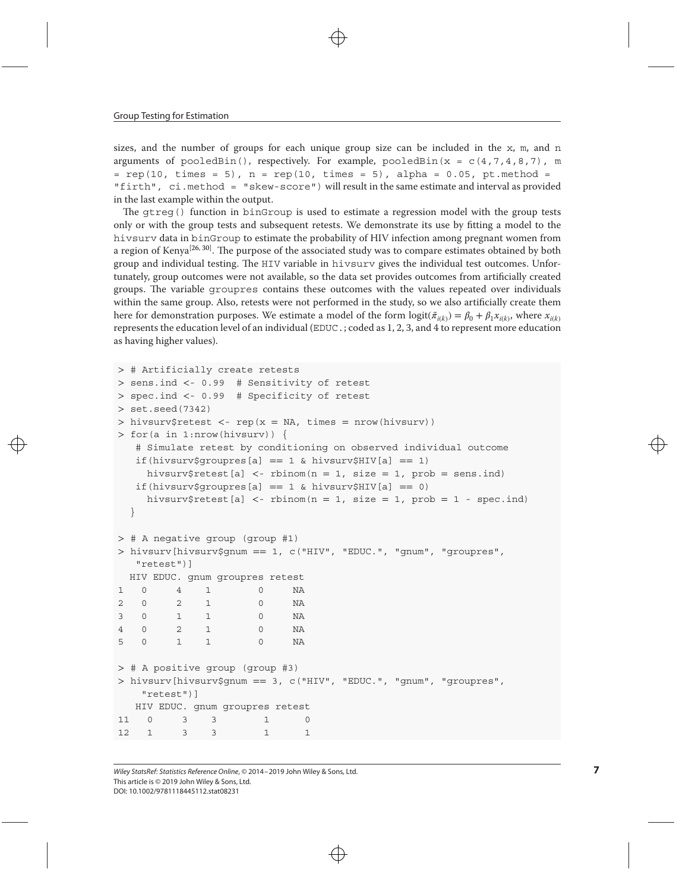sizes, and the number of groups for each unique group size can be included in the `x`, `m`, and `n` arguments of `pooledBin()`, respectively. For example, `pooledBin(x = c(4,7,4,8,7), m = rep(10, times = 5), n = rep(10, times = 5), alpha = 0.05, pt.method = "firth", ci.method = "skew-score")` will result in the same estimate and interval as provided in the last example within the output.

The `gtreg()` function in `binGroup` is used to estimate a regression model with the group tests only or with the group tests and subsequent retests. We demonstrate its use by fitting a model to the `hivsurv` data in `binGroup` to estimate the probability of HIV infection among pregnant women from a region of Kenya[26, 30]. The purpose of the associated study was to compare estimates obtained by both group and individual testing. The `HIV` variable in `hivsurv` gives the individual test outcomes. Unfortunately, group outcomes were not available, so the data set provides outcomes from artificially created groups. The variable `groupres` contains these outcomes with the values repeated over individuals within the same group. Also, retests were not performed in the study, so we also artificially create them here for demonstration purposes. We estimate a model of the form $\text{logit}(\tilde{\pi}_{i(k)}) = \beta_0 + \beta_1 x_{i(k)}$, where $x_{i(k)}$ represents the education level of an individual (`EDUC.`; coded as 1, 2, 3, and 4 to represent more education as having higher values).

```
> # Artificially create retests
> sens.ind <- 0.99  # Sensitivity of retest
> spec.ind <- 0.99  # Specificity of retest
> set.seed(7342)
> hivsurv$retest <- rep(x = NA, times = nrow(hivsurv))
> for(a in 1:nrow(hivsurv)) {
   # Simulate retest by conditioning on observed individual outcome
   if(hivsurv$groupres[a] == 1 & hivsurv$HIV[a] == 1)
     hivsurv$retest[a] <- rbinom(n = 1, size = 1, prob = sens.ind)
   if(hivsurv$groupres[a] == 1 & hivsurv$HIV[a] == 0)
     hivsurv$retest[a] <- rbinom(n = 1, size = 1, prob = 1 - spec.ind)
  }

> # A negative group (group #1)
> hivsurv[hivsurv$gnum == 1, c("HIV", "EDUC.", "gnum", "groupres",
   "retest")]
  HIV EDUC. gnum groupres retest
1   0     4    1        0     NA
2   0     2    1        0     NA
3   0     1    1        0     NA
4   0     2    1        0     NA
5   0     1    1        0     NA

> # A positive group (group #3)
> hivsurv[hivsurv$gnum == 3, c("HIV", "EDUC.", "gnum", "groupres",
    "retest")]
   HIV EDUC. gnum groupres retest
11   0     3    3        1      0
12   1     3    3        1      1
```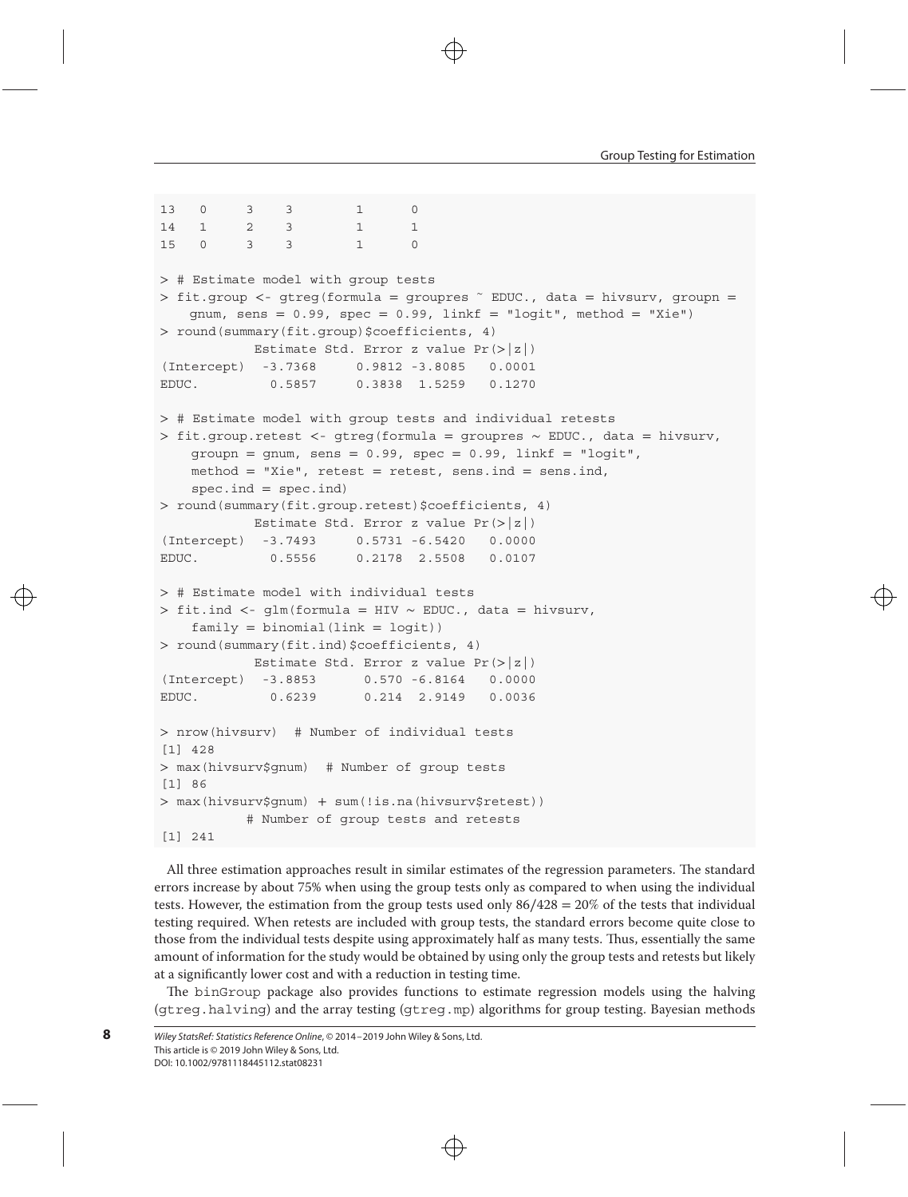```
13   0     3    3        1      0
14   1     2    3        1      1
15   0     3    3        1      0

> # Estimate model with group tests
> fit.group <- gtreg(formula = groupres ~ EDUC., data = hivsurv, groupn =
    gnum, sens = 0.99, spec = 0.99, linkf = "logit", method = "Xie")
> round(summary(fit.group)$coefficients, 4)
            Estimate Std. Error z value Pr(>|z|)
(Intercept)  -3.7368     0.9812 -3.8085   0.0001
EDUC.         0.5857     0.3838  1.5259   0.1270

> # Estimate model with group tests and individual retests
> fit.group.retest <- gtreg(formula = groupres ~ EDUC., data = hivsurv,
    groupn = gnum, sens = 0.99, spec = 0.99, linkf = "logit",
    method = "Xie", retest = retest, sens.ind = sens.ind,
    spec.ind = spec.ind)
> round(summary(fit.group.retest)$coefficients, 4)
            Estimate Std. Error z value Pr(>|z|)
(Intercept)  -3.7493     0.5731 -6.5420   0.0000
EDUC.         0.5556     0.2178  2.5508   0.0107

> # Estimate model with individual tests
> fit.ind <- glm(formula = HIV ~ EDUC., data = hivsurv,
    family = binomial(link = logit))
> round(summary(fit.ind)$coefficients, 4)
            Estimate Std. Error z value Pr(>|z|)
(Intercept)  -3.8853      0.570 -6.8164   0.0000
EDUC.         0.6239      0.214  2.9149   0.0036

> nrow(hivsurv)  # Number of individual tests
[1] 428
> max(hivsurv$gnum)  # Number of group tests
[1] 86
> max(hivsurv$gnum) + sum(!is.na(hivsurv$retest))
          # Number of group tests and retests
[1] 241
```

All three estimation approaches result in similar estimates of the regression parameters. The standard errors increase by about 75% when using the group tests only as compared to when using the individual tests. However, the estimation from the group tests used only $86/428 = 20\%$ of the tests that individual testing required. When retests are included with group tests, the standard errors become quite close to those from the individual tests despite using approximately half as many tests. Thus, essentially the same amount of information for the study would be obtained by using only the group tests and retests but likely at a significantly lower cost and with a reduction in testing time.

The binGroup package also provides functions to estimate regression models using the halving (gtreg.halving) and the array testing (gtreg.mp) algorithms for group testing. Bayesian methods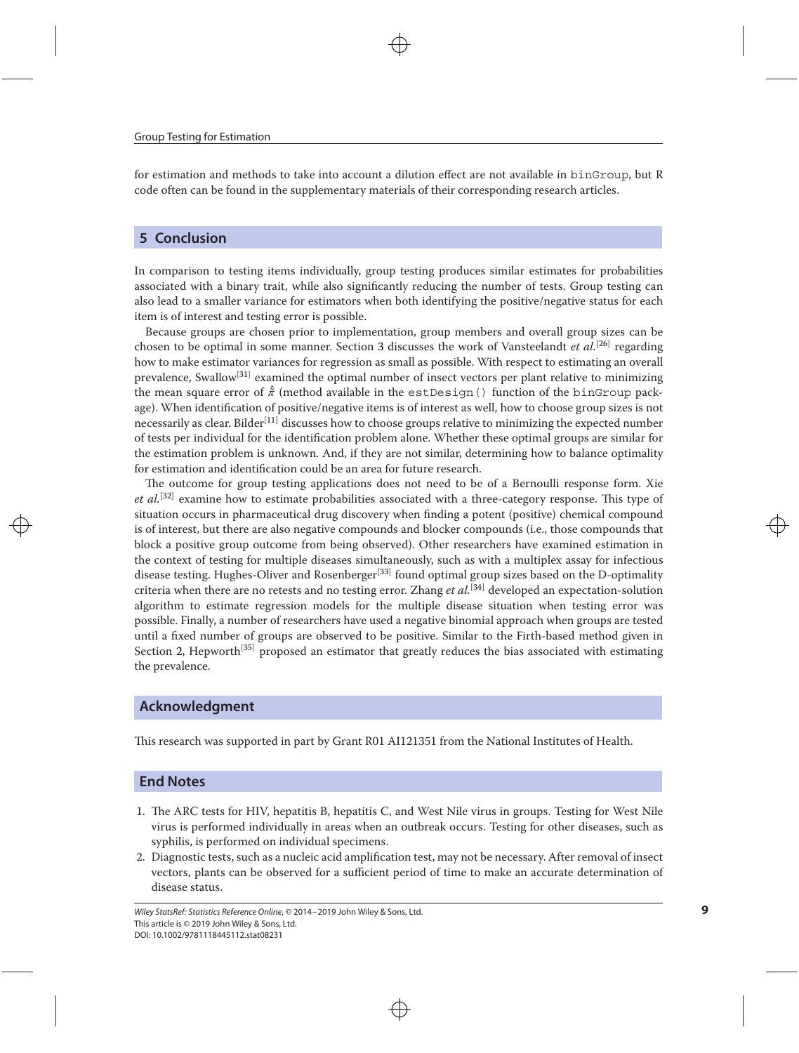for estimation and methods to take into account a dilution effect are not available in binGroup, but R code often can be found in the supplementary materials of their corresponding research articles.

## 5 Conclusion

In comparison to testing items individually, group testing produces similar estimates for probabilities associated with a binary trait, while also significantly reducing the number of tests. Group testing can also lead to a smaller variance for estimators when both identifying the positive/negative status for each item is of interest and testing error is possible.

Because groups are chosen prior to implementation, group members and overall group sizes can be chosen to be optimal in some manner. Section 3 discusses the work of Vansteelandt *et al.*[26] regarding how to make estimator variances for regression as small as possible. With respect to estimating an overall prevalence, Swallow[31] examined the optimal number of insect vectors per plant relative to minimizing the mean square error of $\hat{\pi}$ (method available in the estDesign() function of the binGroup package). When identification of positive/negative items is of interest as well, how to choose group sizes is not necessarily as clear. Bilder[11] discusses how to choose groups relative to minimizing the expected number of tests per individual for the identification problem alone. Whether these optimal groups are similar for the estimation problem is unknown. And, if they are not similar, determining how to balance optimality for estimation and identification could be an area for future research.

The outcome for group testing applications does not need to be of a Bernoulli response form. Xie *et al.*[32] examine how to estimate probabilities associated with a three-category response. This type of situation occurs in pharmaceutical drug discovery when finding a potent (positive) chemical compound is of interest, but there are also negative compounds and blocker compounds (i.e., those compounds that block a positive group outcome from being observed). Other researchers have examined estimation in the context of testing for multiple diseases simultaneously, such as with a multiplex assay for infectious disease testing. Hughes-Oliver and Rosenberger[33] found optimal group sizes based on the D-optimality criteria when there are no retests and no testing error. Zhang *et al.*[34] developed an expectation-solution algorithm to estimate regression models for the multiple disease situation when testing error was possible. Finally, a number of researchers have used a negative binomial approach when groups are tested until a fixed number of groups are observed to be positive. Similar to the Firth-based method given in Section 2, Hepworth[35] proposed an estimator that greatly reduces the bias associated with estimating the prevalence.

## Acknowledgment

This research was supported in part by Grant R01 AI121351 from the National Institutes of Health.

## End Notes

1. The ARC tests for HIV, hepatitis B, hepatitis C, and West Nile virus in groups. Testing for West Nile virus is performed individually in areas when an outbreak occurs. Testing for other diseases, such as syphilis, is performed on individual specimens.
2. Diagnostic tests, such as a nucleic acid amplification test, may not be necessary. After removal of insect vectors, plants can be observed for a sufficient period of time to make an accurate determination of disease status.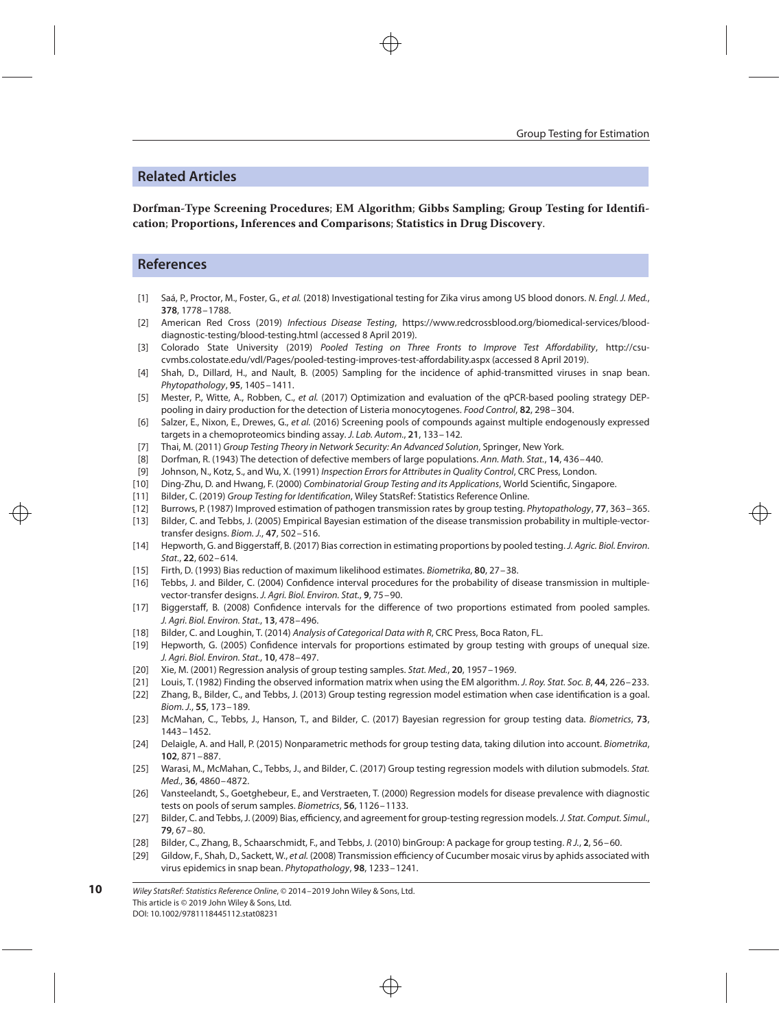## Related Articles

**Dorfman-Type Screening Procedures**; **EM Algorithm**; **Gibbs Sampling**; **Group Testing for Identification**; **Proportions, Inferences and Comparisons**; **Statistics in Drug Discovery**.

## References

[1] Saá, P., Proctor, M., Foster, G., *et al.* (2018) Investigational testing for Zika virus among US blood donors. *N. Engl. J. Med.*, **378**, 1778–1788.

[2] American Red Cross (2019) *Infectious Disease Testing*, https://www.redcrossblood.org/biomedical-services/blood-diagnostic-testing/blood-testing.html (accessed 8 April 2019).

[3] Colorado State University (2019) *Pooled Testing on Three Fronts to Improve Test Affordability*, http://csu-cvmbs.colostate.edu/vdl/Pages/pooled-testing-improves-test-affordability.aspx (accessed 8 April 2019).

[4] Shah, D., Dillard, H., and Nault, B. (2005) Sampling for the incidence of aphid-transmitted viruses in snap bean. *Phytopathology*, **95**, 1405–1411.

[5] Mester, P., Witte, A., Robben, C., *et al.* (2017) Optimization and evaluation of the qPCR-based pooling strategy DEP-pooling in dairy production for the detection of Listeria monocytogenes. *Food Control*, **82**, 298–304.

[6] Salzer, E., Nixon, E., Drewes, G., *et al.* (2016) Screening pools of compounds against multiple endogenously expressed targets in a chemoproteomics binding assay. *J. Lab. Autom.*, **21**, 133–142.

[7] Thai, M. (2011) *Group Testing Theory in Network Security: An Advanced Solution*, Springer, New York.

[8] Dorfman, R. (1943) The detection of defective members of large populations. *Ann. Math. Stat.*, **14**, 436–440.

[9] Johnson, N., Kotz, S., and Wu, X. (1991) *Inspection Errors for Attributes in Quality Control*, CRC Press, London.

[10] Ding-Zhu, D. and Hwang, F. (2000) *Combinatorial Group Testing and its Applications*, World Scientific, Singapore.

[11] Bilder, C. (2019) *Group Testing for Identification*, Wiley StatsRef: Statistics Reference Online.

[12] Burrows, P. (1987) Improved estimation of pathogen transmission rates by group testing. *Phytopathology*, **77**, 363–365.

[13] Bilder, C. and Tebbs, J. (2005) Empirical Bayesian estimation of the disease transmission probability in multiple-vector-transfer designs. *Biom. J.*, **47**, 502–516.

[14] Hepworth, G. and Biggerstaff, B. (2017) Bias correction in estimating proportions by pooled testing. *J. Agric. Biol. Environ. Stat.*, **22**, 602–614.

[15] Firth, D. (1993) Bias reduction of maximum likelihood estimates. *Biometrika*, **80**, 27–38.

[16] Tebbs, J. and Bilder, C. (2004) Confidence interval procedures for the probability of disease transmission in multiple-vector-transfer designs. *J. Agri. Biol. Environ. Stat.*, **9**, 75–90.

[17] Biggerstaff, B. (2008) Confidence intervals for the difference of two proportions estimated from pooled samples. *J. Agri. Biol. Environ. Stat.*, **13**, 478–496.

[18] Bilder, C. and Loughin, T. (2014) *Analysis of Categorical Data with R*, CRC Press, Boca Raton, FL.

[19] Hepworth, G. (2005) Confidence intervals for proportions estimated by group testing with groups of unequal size. *J. Agri. Biol. Environ. Stat.*, **10**, 478–497.

[20] Xie, M. (2001) Regression analysis of group testing samples. *Stat. Med.*, **20**, 1957–1969.

[21] Louis, T. (1982) Finding the observed information matrix when using the EM algorithm. *J. Roy. Stat. Soc. B*, **44**, 226–233.

[22] Zhang, B., Bilder, C., and Tebbs, J. (2013) Group testing regression model estimation when case identification is a goal. *Biom. J.*, **55**, 173–189.

[23] McMahan, C., Tebbs, J., Hanson, T., and Bilder, C. (2017) Bayesian regression for group testing data. *Biometrics*, **73**, 1443–1452.

[24] Delaigle, A. and Hall, P. (2015) Nonparametric methods for group testing data, taking dilution into account. *Biometrika*, **102**, 871–887.

[25] Warasi, M., McMahan, C., Tebbs, J., and Bilder, C. (2017) Group testing regression models with dilution submodels. *Stat. Med.*, **36**, 4860–4872.

[26] Vansteelandt, S., Goetghebeur, E., and Verstraeten, T. (2000) Regression models for disease prevalence with diagnostic tests on pools of serum samples. *Biometrics*, **56**, 1126–1133.

[27] Bilder, C. and Tebbs, J. (2009) Bias, efficiency, and agreement for group-testing regression models. *J. Stat. Comput. Simul.*, **79**, 67–80.

[28] Bilder, C., Zhang, B., Schaarschmidt, F., and Tebbs, J. (2010) binGroup: A package for group testing. *R J.*, **2**, 56–60.

[29] Gildow, F., Shah, D., Sackett, W., *et al.* (2008) Transmission efficiency of Cucumber mosaic virus by aphids associated with virus epidemics in snap bean. *Phytopathology*, **98**, 1233–1241.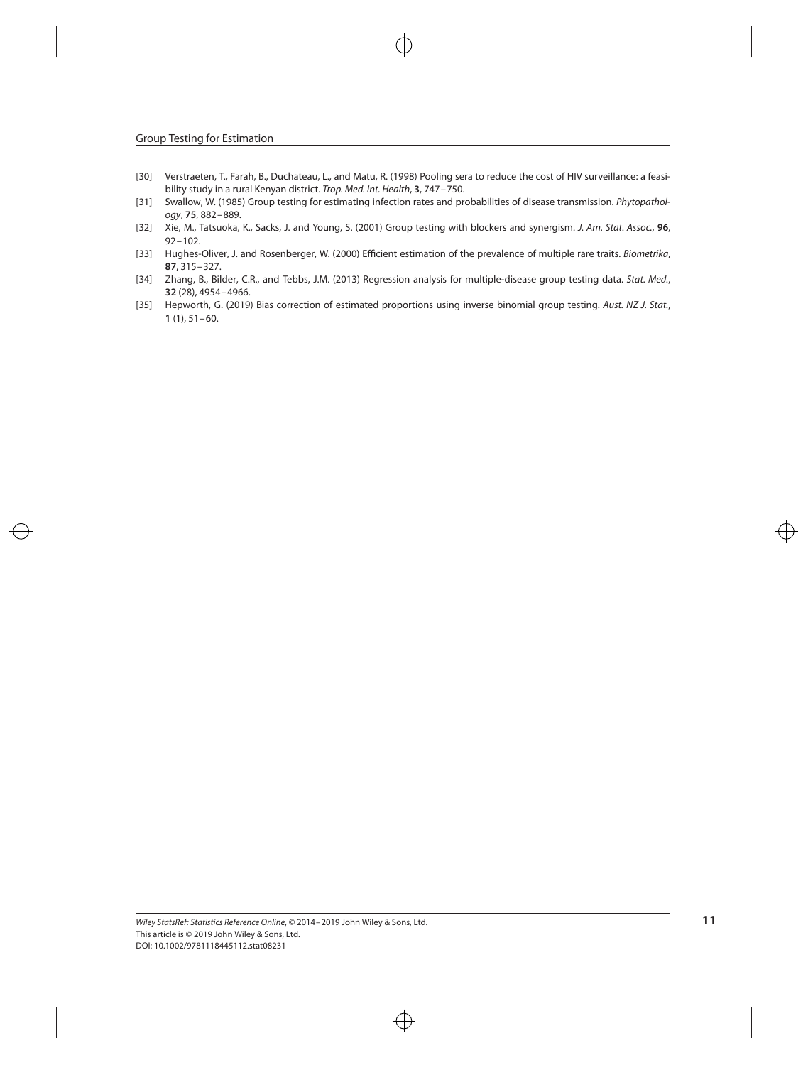[30] Verstraeten, T., Farah, B., Duchateau, L., and Matu, R. (1998) Pooling sera to reduce the cost of HIV surveillance: a feasibility study in a rural Kenyan district. *Trop. Med. Int. Health*, **3**, 747–750.

[31] Swallow, W. (1985) Group testing for estimating infection rates and probabilities of disease transmission. *Phytopathology*, **75**, 882–889.

[32] Xie, M., Tatsuoka, K., Sacks, J. and Young, S. (2001) Group testing with blockers and synergism. *J. Am. Stat. Assoc.*, **96**, 92–102.

[33] Hughes-Oliver, J. and Rosenberger, W. (2000) Efficient estimation of the prevalence of multiple rare traits. *Biometrika*, **87**, 315–327.

[34] Zhang, B., Bilder, C.R., and Tebbs, J.M. (2013) Regression analysis for multiple-disease group testing data. *Stat. Med.*, **32** (28), 4954–4966.

[35] Hepworth, G. (2019) Bias correction of estimated proportions using inverse binomial group testing. *Aust. NZ J. Stat.*, **1** (1), 51–60.